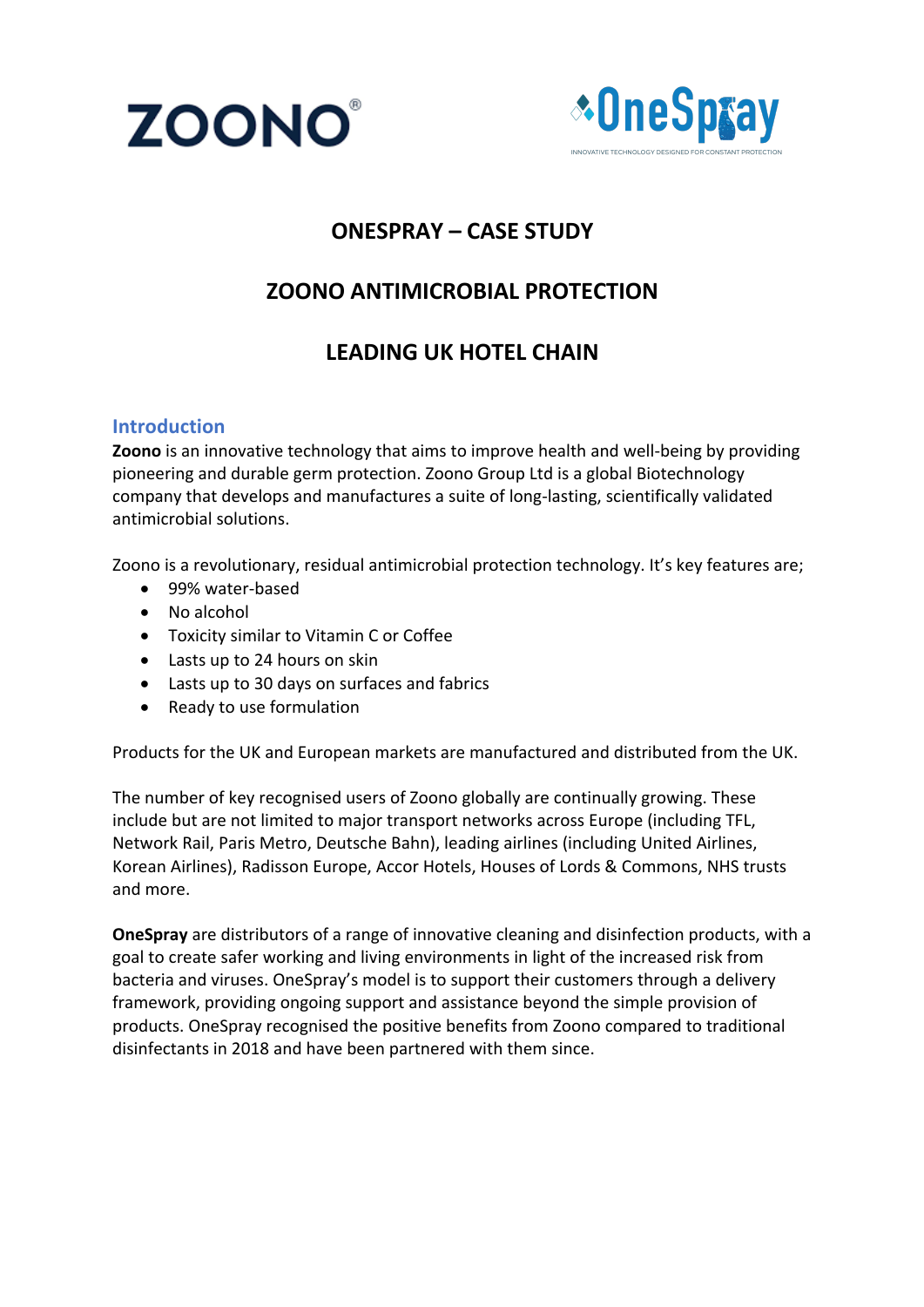ZOONO®

OneSpray
INNOVATIVE TECHNOLOGY DESIGNED FOR CONSTANT PROTECTION

# ONESPRAY – CASE STUDY

# ZOONO ANTIMICROBIAL PROTECTION

# LEADING UK HOTEL CHAIN

## Introduction

**Zoono** is an innovative technology that aims to improve health and well-being by providing pioneering and durable germ protection. Zoono Group Ltd is a global Biotechnology company that develops and manufactures a suite of long-lasting, scientifically validated antimicrobial solutions.

Zoono is a revolutionary, residual antimicrobial protection technology. It's key features are;

- 99% water-based
- No alcohol
- Toxicity similar to Vitamin C or Coffee
- Lasts up to 24 hours on skin
- Lasts up to 30 days on surfaces and fabrics
- Ready to use formulation

Products for the UK and European markets are manufactured and distributed from the UK.

The number of key recognised users of Zoono globally are continually growing. These include but are not limited to major transport networks across Europe (including TFL, Network Rail, Paris Metro, Deutsche Bahn), leading airlines (including United Airlines, Korean Airlines), Radisson Europe, Accor Hotels, Houses of Lords & Commons, NHS trusts and more.

**OneSpray** are distributors of a range of innovative cleaning and disinfection products, with a goal to create safer working and living environments in light of the increased risk from bacteria and viruses. OneSpray's model is to support their customers through a delivery framework, providing ongoing support and assistance beyond the simple provision of products. OneSpray recognised the positive benefits from Zoono compared to traditional disinfectants in 2018 and have been partnered with them since.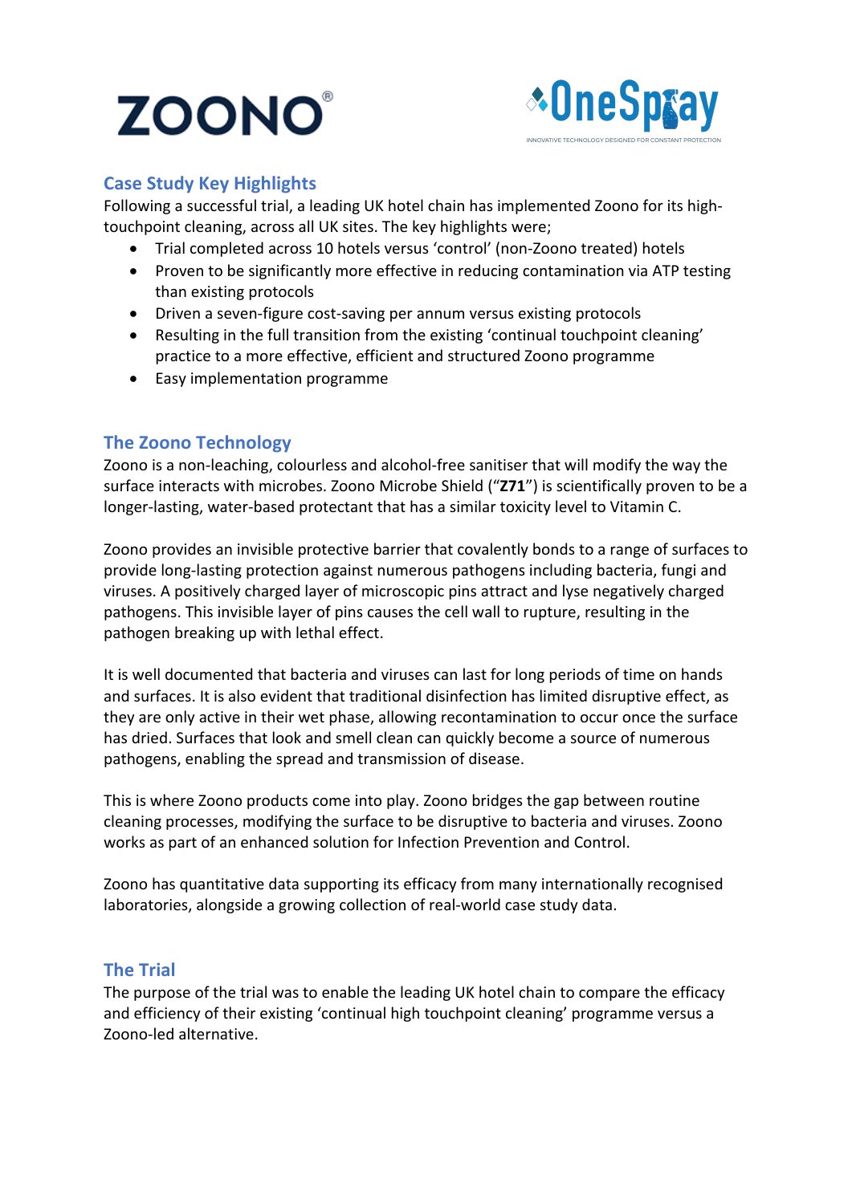ZOONO®

OneSpray
INNOVATIVE TECHNOLOGY DESIGNED FOR CONSTANT PROTECTION

## Case Study Key Highlights

Following a successful trial, a leading UK hotel chain has implemented Zoono for its high-touchpoint cleaning, across all UK sites. The key highlights were;

- Trial completed across 10 hotels versus 'control' (non-Zoono treated) hotels
- Proven to be significantly more effective in reducing contamination via ATP testing than existing protocols
- Driven a seven-figure cost-saving per annum versus existing protocols
- Resulting in the full transition from the existing 'continual touchpoint cleaning' practice to a more effective, efficient and structured Zoono programme
- Easy implementation programme

## The Zoono Technology

Zoono is a non-leaching, colourless and alcohol-free sanitiser that will modify the way the surface interacts with microbes. Zoono Microbe Shield ("**Z71**") is scientifically proven to be a longer-lasting, water-based protectant that has a similar toxicity level to Vitamin C.

Zoono provides an invisible protective barrier that covalently bonds to a range of surfaces to provide long-lasting protection against numerous pathogens including bacteria, fungi and viruses. A positively charged layer of microscopic pins attract and lyse negatively charged pathogens. This invisible layer of pins causes the cell wall to rupture, resulting in the pathogen breaking up with lethal effect.

It is well documented that bacteria and viruses can last for long periods of time on hands and surfaces. It is also evident that traditional disinfection has limited disruptive effect, as they are only active in their wet phase, allowing recontamination to occur once the surface has dried. Surfaces that look and smell clean can quickly become a source of numerous pathogens, enabling the spread and transmission of disease.

This is where Zoono products come into play. Zoono bridges the gap between routine cleaning processes, modifying the surface to be disruptive to bacteria and viruses. Zoono works as part of an enhanced solution for Infection Prevention and Control.

Zoono has quantitative data supporting its efficacy from many internationally recognised laboratories, alongside a growing collection of real-world case study data.

## The Trial

The purpose of the trial was to enable the leading UK hotel chain to compare the efficacy and efficiency of their existing 'continual high touchpoint cleaning' programme versus a Zoono-led alternative.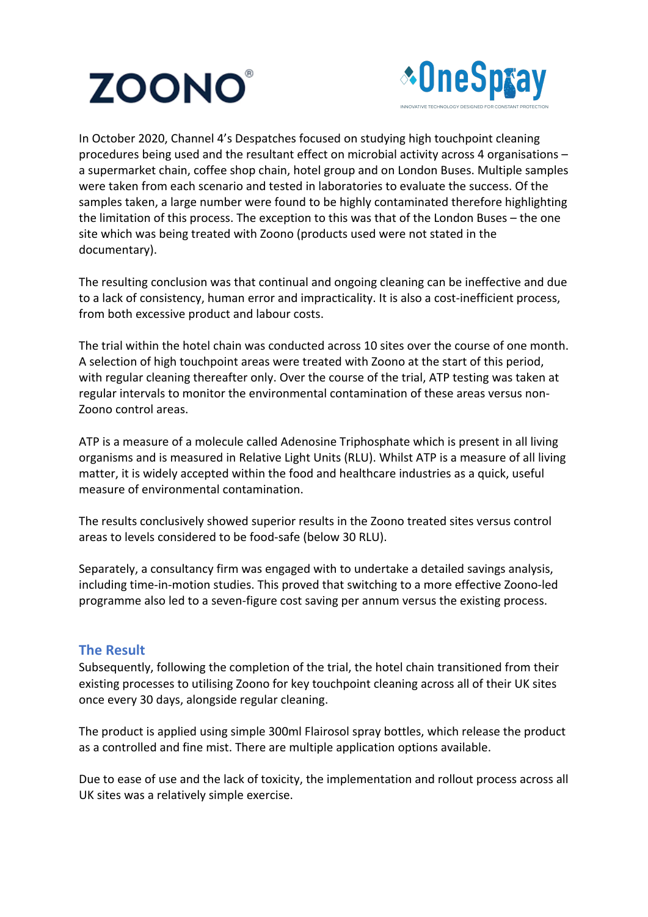In October 2020, Channel 4's Despatches focused on studying high touchpoint cleaning procedures being used and the resultant effect on microbial activity across 4 organisations – a supermarket chain, coffee shop chain, hotel group and on London Buses. Multiple samples were taken from each scenario and tested in laboratories to evaluate the success. Of the samples taken, a large number were found to be highly contaminated therefore highlighting the limitation of this process. The exception to this was that of the London Buses – the one site which was being treated with Zoono (products used were not stated in the documentary).

The resulting conclusion was that continual and ongoing cleaning can be ineffective and due to a lack of consistency, human error and impracticality. It is also a cost-inefficient process, from both excessive product and labour costs.

The trial within the hotel chain was conducted across 10 sites over the course of one month. A selection of high touchpoint areas were treated with Zoono at the start of this period, with regular cleaning thereafter only. Over the course of the trial, ATP testing was taken at regular intervals to monitor the environmental contamination of these areas versus non-Zoono control areas.

ATP is a measure of a molecule called Adenosine Triphosphate which is present in all living organisms and is measured in Relative Light Units (RLU). Whilst ATP is a measure of all living matter, it is widely accepted within the food and healthcare industries as a quick, useful measure of environmental contamination.

The results conclusively showed superior results in the Zoono treated sites versus control areas to levels considered to be food-safe (below 30 RLU).

Separately, a consultancy firm was engaged with to undertake a detailed savings analysis, including time-in-motion studies. This proved that switching to a more effective Zoono-led programme also led to a seven-figure cost saving per annum versus the existing process.

## The Result

Subsequently, following the completion of the trial, the hotel chain transitioned from their existing processes to utilising Zoono for key touchpoint cleaning across all of their UK sites once every 30 days, alongside regular cleaning.

The product is applied using simple 300ml Flairosol spray bottles, which release the product as a controlled and fine mist. There are multiple application options available.

Due to ease of use and the lack of toxicity, the implementation and rollout process across all UK sites was a relatively simple exercise.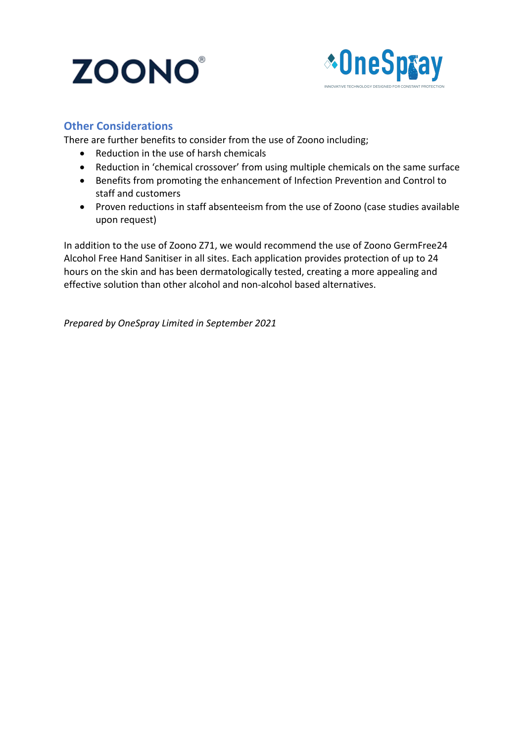## Other Considerations

There are further benefits to consider from the use of Zoono including;

- Reduction in the use of harsh chemicals
- Reduction in 'chemical crossover' from using multiple chemicals on the same surface
- Benefits from promoting the enhancement of Infection Prevention and Control to staff and customers
- Proven reductions in staff absenteeism from the use of Zoono (case studies available upon request)

In addition to the use of Zoono Z71, we would recommend the use of Zoono GermFree24 Alcohol Free Hand Sanitiser in all sites. Each application provides protection of up to 24 hours on the skin and has been dermatologically tested, creating a more appealing and effective solution than other alcohol and non-alcohol based alternatives.

*Prepared by OneSpray Limited in September 2021*